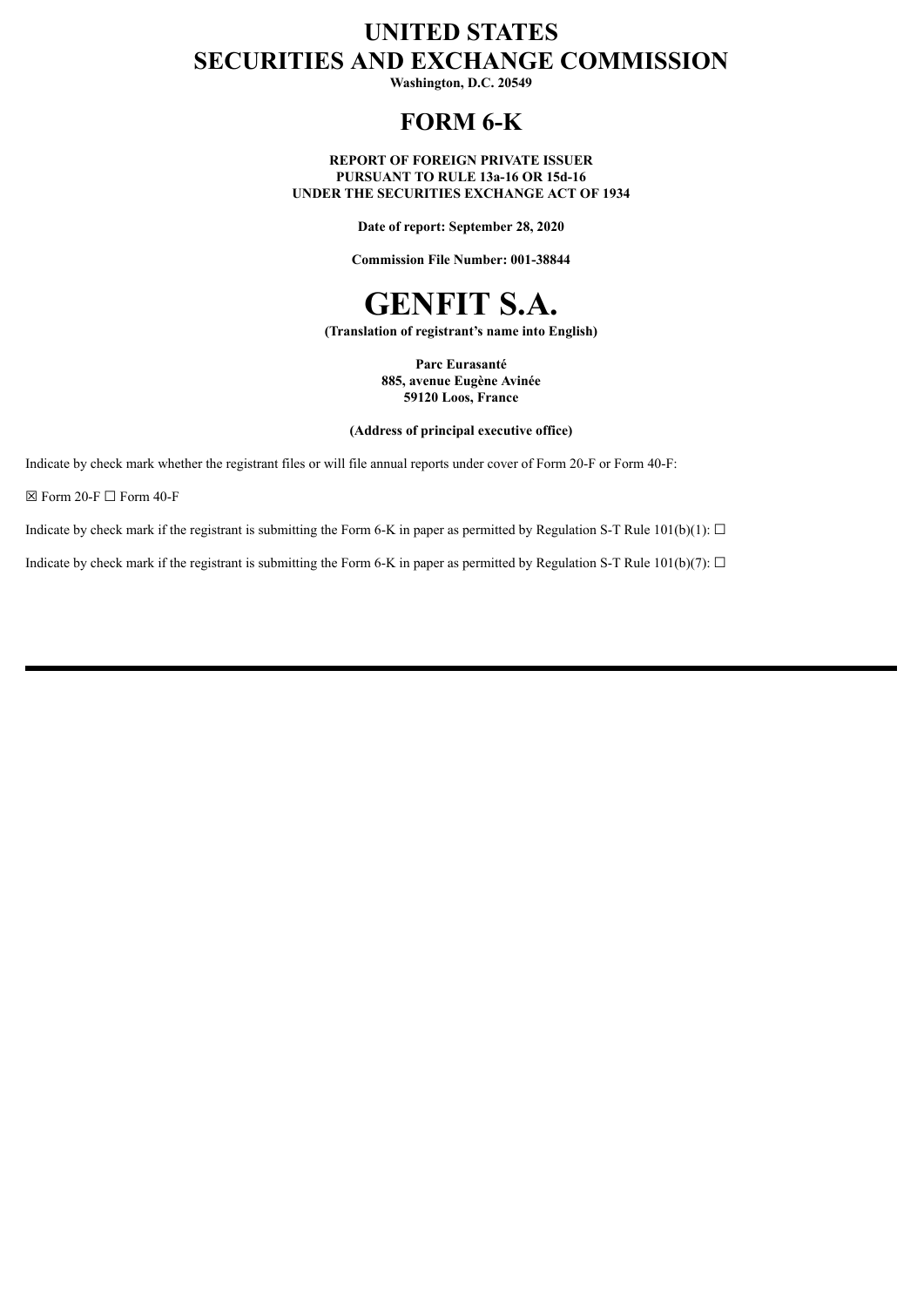# UNITED STATES
# SECURITIES AND EXCHANGE COMMISSION

**Washington, D.C. 20549**

## FORM 6-K

**REPORT OF FOREIGN PRIVATE ISSUER**
**PURSUANT TO RULE 13a-16 OR 15d-16**
**UNDER THE SECURITIES EXCHANGE ACT OF 1934**

**Date of report: September 28, 2020**

**Commission File Number: 001-38844**

# GENFIT S.A.

**(Translation of registrant's name into English)**

**Parc Eurasanté**
**885, avenue Eugène Avinée**
**59120 Loos, France**

**(Address of principal executive office)**

Indicate by check mark whether the registrant files or will file annual reports under cover of Form 20-F or Form 40-F:

☒ Form 20-F ☐ Form 40-F

Indicate by check mark if the registrant is submitting the Form 6-K in paper as permitted by Regulation S-T Rule 101(b)(1): ☐

Indicate by check mark if the registrant is submitting the Form 6-K in paper as permitted by Regulation S-T Rule 101(b)(7): ☐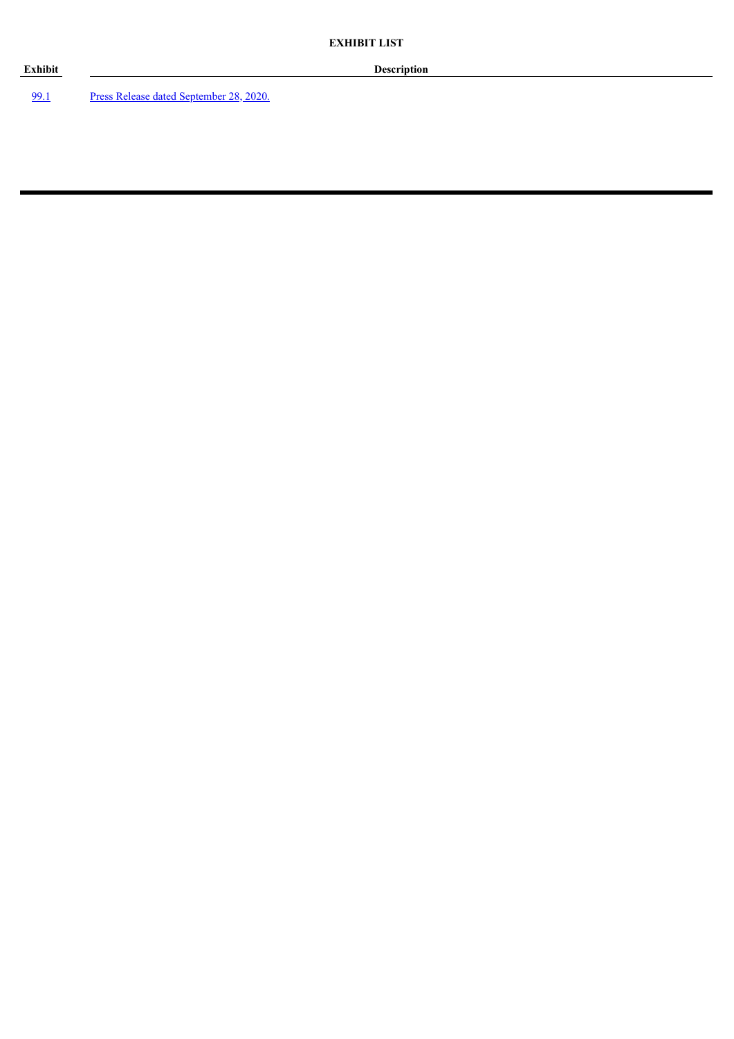**EXHIBIT LIST**

| Exhibit | Description |
| --- | --- |
| 99.1 | Press Release dated September 28, 2020. |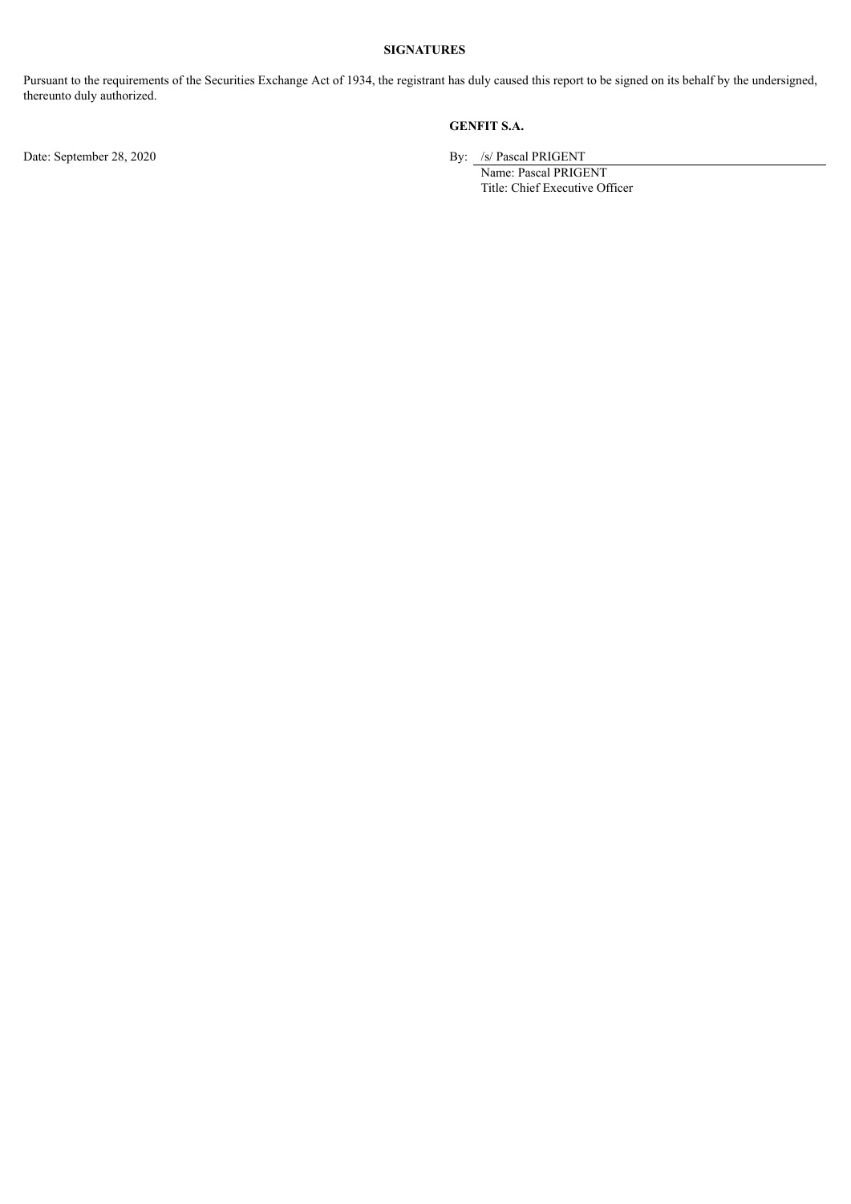**SIGNATURES**

Pursuant to the requirements of the Securities Exchange Act of 1934, the registrant has duly caused this report to be signed on its behalf by the undersigned, thereunto duly authorized.

**GENFIT S.A.**

Date: September 28, 2020

By: /s/ Pascal PRIGENT

Name: Pascal PRIGENT

Title: Chief Executive Officer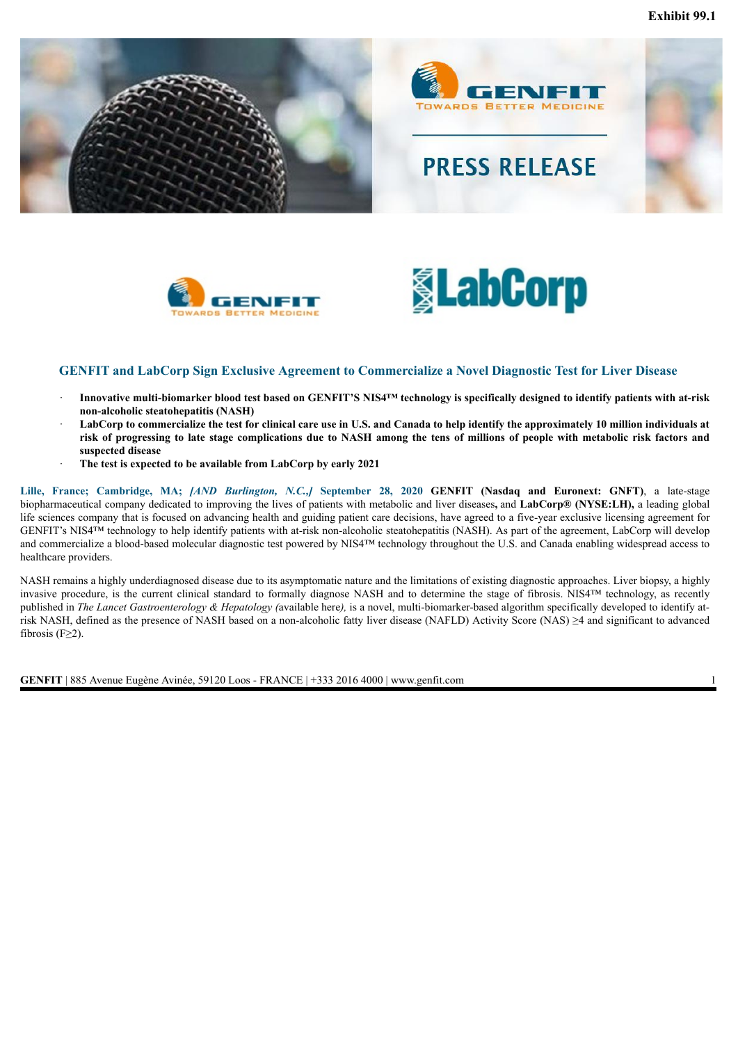Exhibit 99.1

PRESS RELEASE

## GENFIT and LabCorp Sign Exclusive Agreement to Commercialize a Novel Diagnostic Test for Liver Disease

- **Innovative multi-biomarker blood test based on GENFIT'S NIS4™ technology is specifically designed to identify patients with at-risk non-alcoholic steatohepatitis (NASH)**
- **LabCorp to commercialize the test for clinical care use in U.S. and Canada to help identify the approximately 10 million individuals at risk of progressing to late stage complications due to NASH among the tens of millions of people with metabolic risk factors and suspected disease**
- **The test is expected to be available from LabCorp by early 2021**

**Lille, France; Cambridge, MA; *[AND Burlington, N.C.,]* September 28, 2020** **GENFIT (Nasdaq and Euronext: GNFT)**, a late-stage biopharmaceutical company dedicated to improving the lives of patients with metabolic and liver diseases**,** and **LabCorp® (NYSE:LH),** a leading global life sciences company that is focused on advancing health and guiding patient care decisions, have agreed to a five-year exclusive licensing agreement for GENFIT's NIS4™ technology to help identify patients with at-risk non-alcoholic steatohepatitis (NASH). As part of the agreement, LabCorp will develop and commercialize a blood-based molecular diagnostic test powered by NIS4™ technology throughout the U.S. and Canada enabling widespread access to healthcare providers.

NASH remains a highly underdiagnosed disease due to its asymptomatic nature and the limitations of existing diagnostic approaches. Liver biopsy, a highly invasive procedure, is the current clinical standard to formally diagnose NASH and to determine the stage of fibrosis. NIS4™ technology, as recently published in *The Lancet Gastroenterology & Hepatology (*available here*)*, is a novel, multi-biomarker-based algorithm specifically developed to identify at-risk NASH, defined as the presence of NASH based on a non-alcoholic fatty liver disease (NAFLD) Activity Score (NAS) ≥4 and significant to advanced fibrosis (F≥2).

**GENFIT** | 885 Avenue Eugène Avinée, 59120 Loos - FRANCE | +333 2016 4000 | www.genfit.com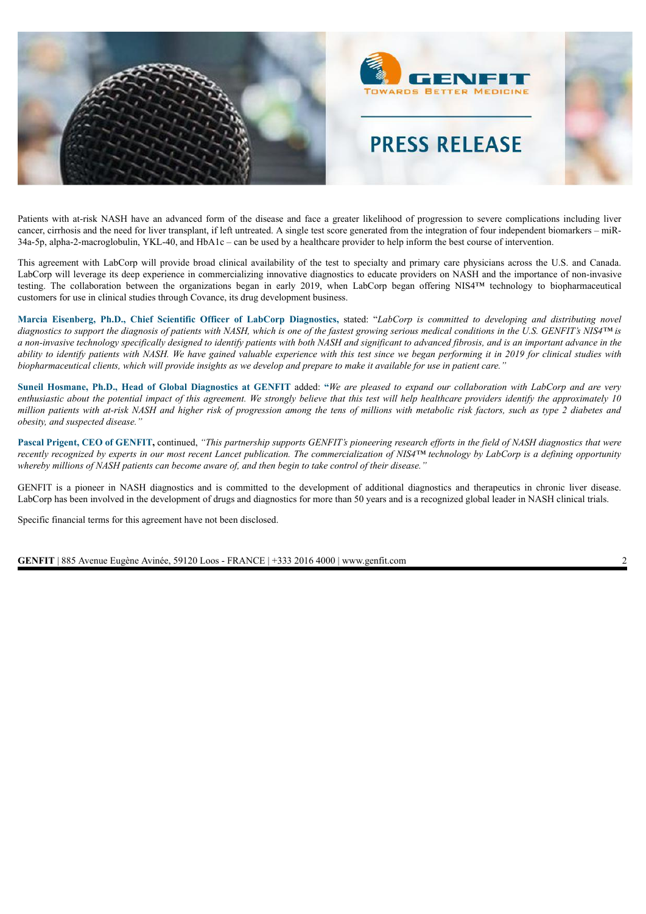Patients with at-risk NASH have an advanced form of the disease and face a greater likelihood of progression to severe complications including liver cancer, cirrhosis and the need for liver transplant, if left untreated. A single test score generated from the integration of four independent biomarkers – miR-34a-5p, alpha-2-macroglobulin, YKL-40, and HbA1c – can be used by a healthcare provider to help inform the best course of intervention.

This agreement with LabCorp will provide broad clinical availability of the test to specialty and primary care physicians across the U.S. and Canada. LabCorp will leverage its deep experience in commercializing innovative diagnostics to educate providers on NASH and the importance of non-invasive testing. The collaboration between the organizations began in early 2019, when LabCorp began offering NIS4™ technology to biopharmaceutical customers for use in clinical studies through Covance, its drug development business.

**Marcia Eisenberg, Ph.D., Chief Scientific Officer of LabCorp Diagnostics,** stated: "*LabCorp is committed to developing and distributing novel diagnostics to support the diagnosis of patients with NASH, which is one of the fastest growing serious medical conditions in the U.S. GENFIT's NIS4™ is a non-invasive technology specifically designed to identify patients with both NASH and significant to advanced fibrosis, and is an important advance in the ability to identify patients with NASH. We have gained valuable experience with this test since we began performing it in 2019 for clinical studies with biopharmaceutical clients, which will provide insights as we develop and prepare to make it available for use in patient care.*"

**Suneil Hosmane, Ph.D., Head of Global Diagnostics at GENFIT** added: "*We are pleased to expand our collaboration with LabCorp and are very enthusiastic about the potential impact of this agreement. We strongly believe that this test will help healthcare providers identify the approximately 10 million patients with at-risk NASH and higher risk of progression among the tens of millions with metabolic risk factors, such as type 2 diabetes and obesity, and suspected disease.*"

**Pascal Prigent, CEO of GENFIT,** continued, *"This partnership supports GENFIT's pioneering research efforts in the field of NASH diagnostics that were recently recognized by experts in our most recent Lancet publication. The commercialization of NIS4™ technology by LabCorp is a defining opportunity whereby millions of NASH patients can become aware of, and then begin to take control of their disease."*

GENFIT is a pioneer in NASH diagnostics and is committed to the development of additional diagnostics and therapeutics in chronic liver disease. LabCorp has been involved in the development of drugs and diagnostics for more than 50 years and is a recognized global leader in NASH clinical trials.

Specific financial terms for this agreement have not been disclosed.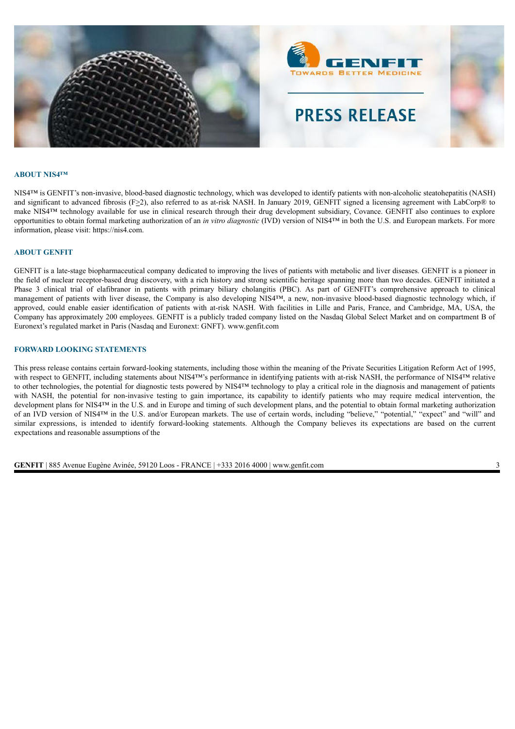## ABOUT NIS4™

NIS4™ is GENFIT's non-invasive, blood-based diagnostic technology, which was developed to identify patients with non-alcoholic steatohepatitis (NASH) and significant to advanced fibrosis (F≥2), also referred to as at-risk NASH. In January 2019, GENFIT signed a licensing agreement with LabCorp® to make NIS4™ technology available for use in clinical research through their drug development subsidiary, Covance. GENFIT also continues to explore opportunities to obtain formal marketing authorization of an *in vitro diagnostic* (IVD) version of NIS4™ in both the U.S. and European markets. For more information, please visit: https://nis4.com.

## ABOUT GENFIT

GENFIT is a late-stage biopharmaceutical company dedicated to improving the lives of patients with metabolic and liver diseases. GENFIT is a pioneer in the field of nuclear receptor-based drug discovery, with a rich history and strong scientific heritage spanning more than two decades. GENFIT initiated a Phase 3 clinical trial of elafibranor in patients with primary biliary cholangitis (PBC). As part of GENFIT's comprehensive approach to clinical management of patients with liver disease, the Company is also developing NIS4™, a new, non-invasive blood-based diagnostic technology which, if approved, could enable easier identification of patients with at-risk NASH. With facilities in Lille and Paris, France, and Cambridge, MA, USA, the Company has approximately 200 employees. GENFIT is a publicly traded company listed on the Nasdaq Global Select Market and on compartment B of Euronext's regulated market in Paris (Nasdaq and Euronext: GNFT). www.genfit.com

## FORWARD LOOKING STATEMENTS

This press release contains certain forward-looking statements, including those within the meaning of the Private Securities Litigation Reform Act of 1995, with respect to GENFIT, including statements about NIS4™'s performance in identifying patients with at-risk NASH, the performance of NIS4™ relative to other technologies, the potential for diagnostic tests powered by NIS4™ technology to play a critical role in the diagnosis and management of patients with NASH, the potential for non-invasive testing to gain importance, its capability to identify patients who may require medical intervention, the development plans for NIS4™ in the U.S. and in Europe and timing of such development plans, and the potential to obtain formal marketing authorization of an IVD version of NIS4™ in the U.S. and/or European markets. The use of certain words, including "believe," "potential," "expect" and "will" and similar expressions, is intended to identify forward-looking statements. Although the Company believes its expectations are based on the current expectations and reasonable assumptions of the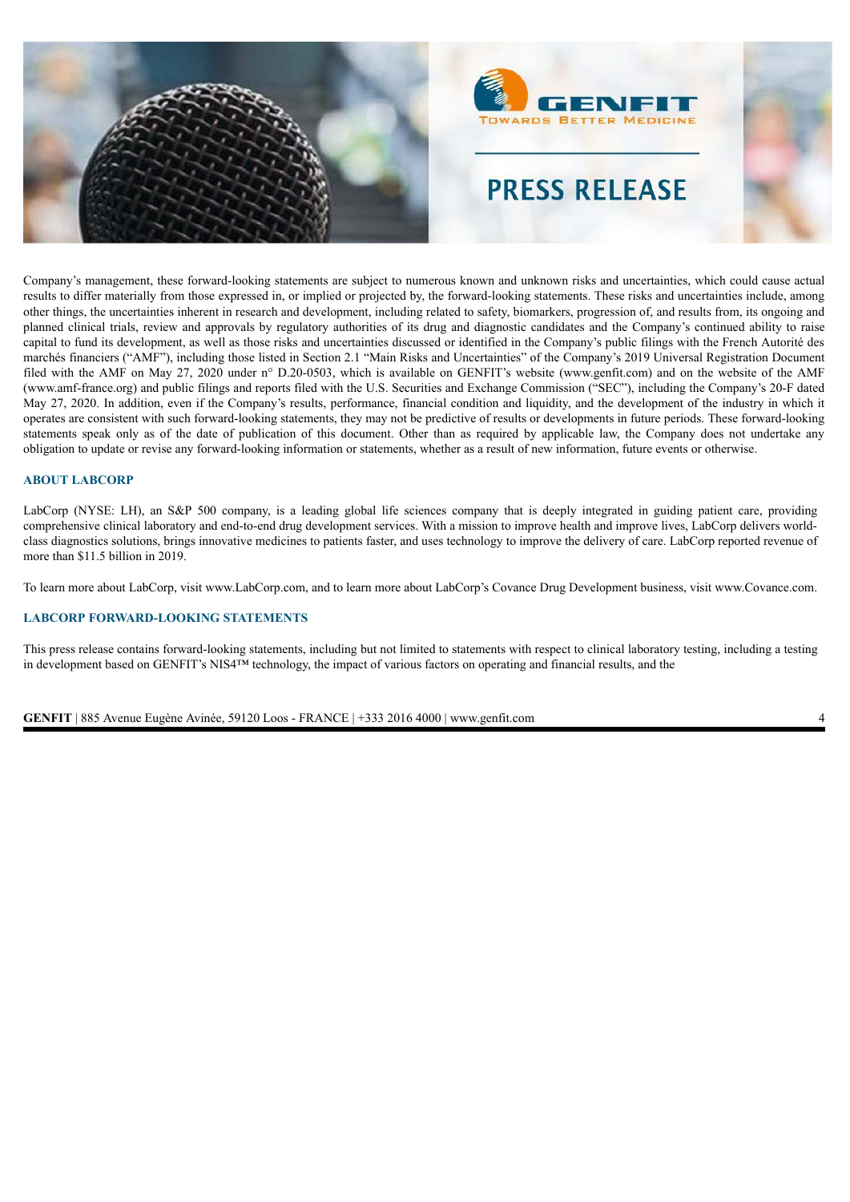Company's management, these forward-looking statements are subject to numerous known and unknown risks and uncertainties, which could cause actual results to differ materially from those expressed in, or implied or projected by, the forward-looking statements. These risks and uncertainties include, among other things, the uncertainties inherent in research and development, including related to safety, biomarkers, progression of, and results from, its ongoing and planned clinical trials, review and approvals by regulatory authorities of its drug and diagnostic candidates and the Company's continued ability to raise capital to fund its development, as well as those risks and uncertainties discussed or identified in the Company's public filings with the French Autorité des marchés financiers ("AMF"), including those listed in Section 2.1 "Main Risks and Uncertainties" of the Company's 2019 Universal Registration Document filed with the AMF on May 27, 2020 under n° D.20-0503, which is available on GENFIT's website (www.genfit.com) and on the website of the AMF (www.amf-france.org) and public filings and reports filed with the U.S. Securities and Exchange Commission ("SEC"), including the Company's 20-F dated May 27, 2020. In addition, even if the Company's results, performance, financial condition and liquidity, and the development of the industry in which it operates are consistent with such forward-looking statements, they may not be predictive of results or developments in future periods. These forward-looking statements speak only as of the date of publication of this document. Other than as required by applicable law, the Company does not undertake any obligation to update or revise any forward-looking information or statements, whether as a result of new information, future events or otherwise.

## ABOUT LABCORP

LabCorp (NYSE: LH), an S&P 500 company, is a leading global life sciences company that is deeply integrated in guiding patient care, providing comprehensive clinical laboratory and end-to-end drug development services. With a mission to improve health and improve lives, LabCorp delivers world-class diagnostics solutions, brings innovative medicines to patients faster, and uses technology to improve the delivery of care. LabCorp reported revenue of more than $11.5 billion in 2019.

To learn more about LabCorp, visit www.LabCorp.com, and to learn more about LabCorp's Covance Drug Development business, visit www.Covance.com.

## LABCORP FORWARD-LOOKING STATEMENTS

This press release contains forward-looking statements, including but not limited to statements with respect to clinical laboratory testing, including a testing in development based on GENFIT's NIS4™ technology, the impact of various factors on operating and financial results, and the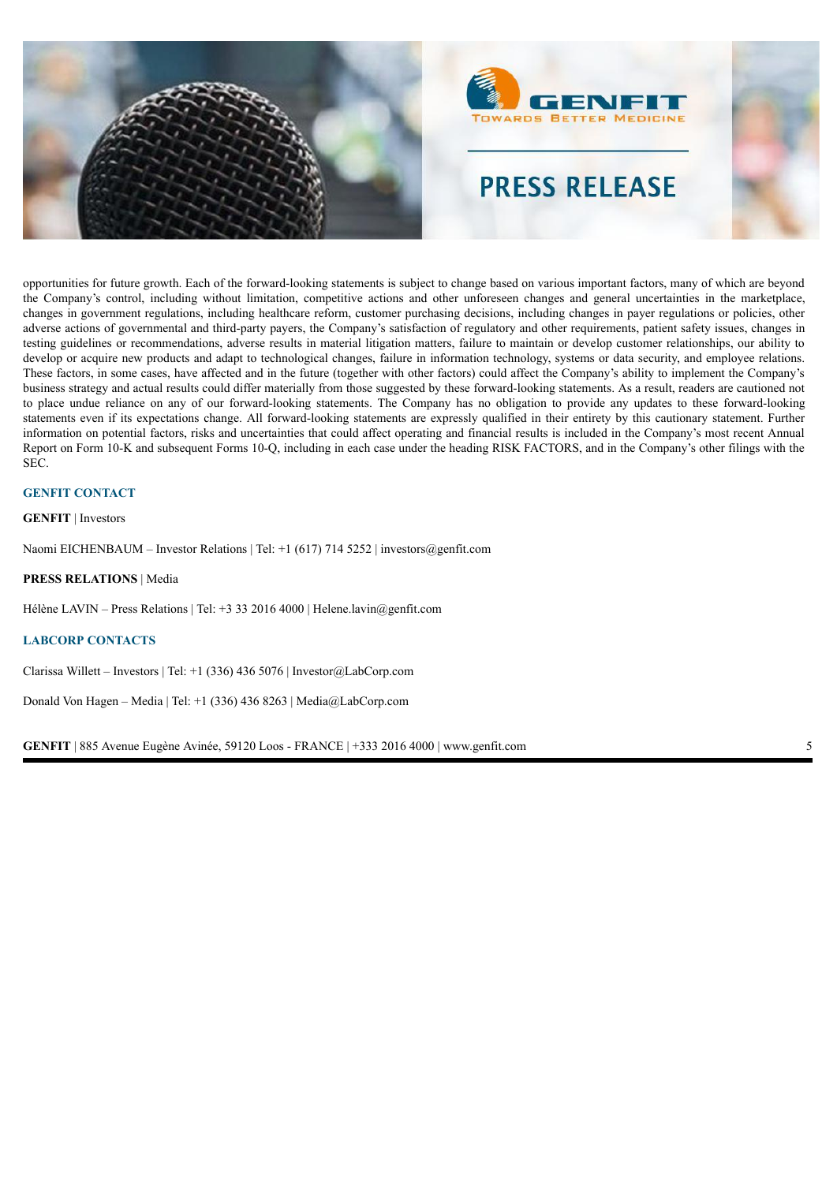opportunities for future growth. Each of the forward-looking statements is subject to change based on various important factors, many of which are beyond the Company's control, including without limitation, competitive actions and other unforeseen changes and general uncertainties in the marketplace, changes in government regulations, including healthcare reform, customer purchasing decisions, including changes in payer regulations or policies, other adverse actions of governmental and third-party payers, the Company's satisfaction of regulatory and other requirements, patient safety issues, changes in testing guidelines or recommendations, adverse results in material litigation matters, failure to maintain or develop customer relationships, our ability to develop or acquire new products and adapt to technological changes, failure in information technology, systems or data security, and employee relations. These factors, in some cases, have affected and in the future (together with other factors) could affect the Company's ability to implement the Company's business strategy and actual results could differ materially from those suggested by these forward-looking statements. As a result, readers are cautioned not to place undue reliance on any of our forward-looking statements. The Company has no obligation to provide any updates to these forward-looking statements even if its expectations change. All forward-looking statements are expressly qualified in their entirety by this cautionary statement. Further information on potential factors, risks and uncertainties that could affect operating and financial results is included in the Company's most recent Annual Report on Form 10-K and subsequent Forms 10-Q, including in each case under the heading RISK FACTORS, and in the Company's other filings with the SEC.

## GENFIT CONTACT

**GENFIT** | Investors

Naomi EICHENBAUM – Investor Relations | Tel: +1 (617) 714 5252 | investors@genfit.com

**PRESS RELATIONS** | Media

Hélène LAVIN – Press Relations | Tel: +3 33 2016 4000 | Helene.lavin@genfit.com

## LABCORP CONTACTS

Clarissa Willett – Investors | Tel: +1 (336) 436 5076 | Investor@LabCorp.com

Donald Von Hagen – Media | Tel: +1 (336) 436 8263 | Media@LabCorp.com